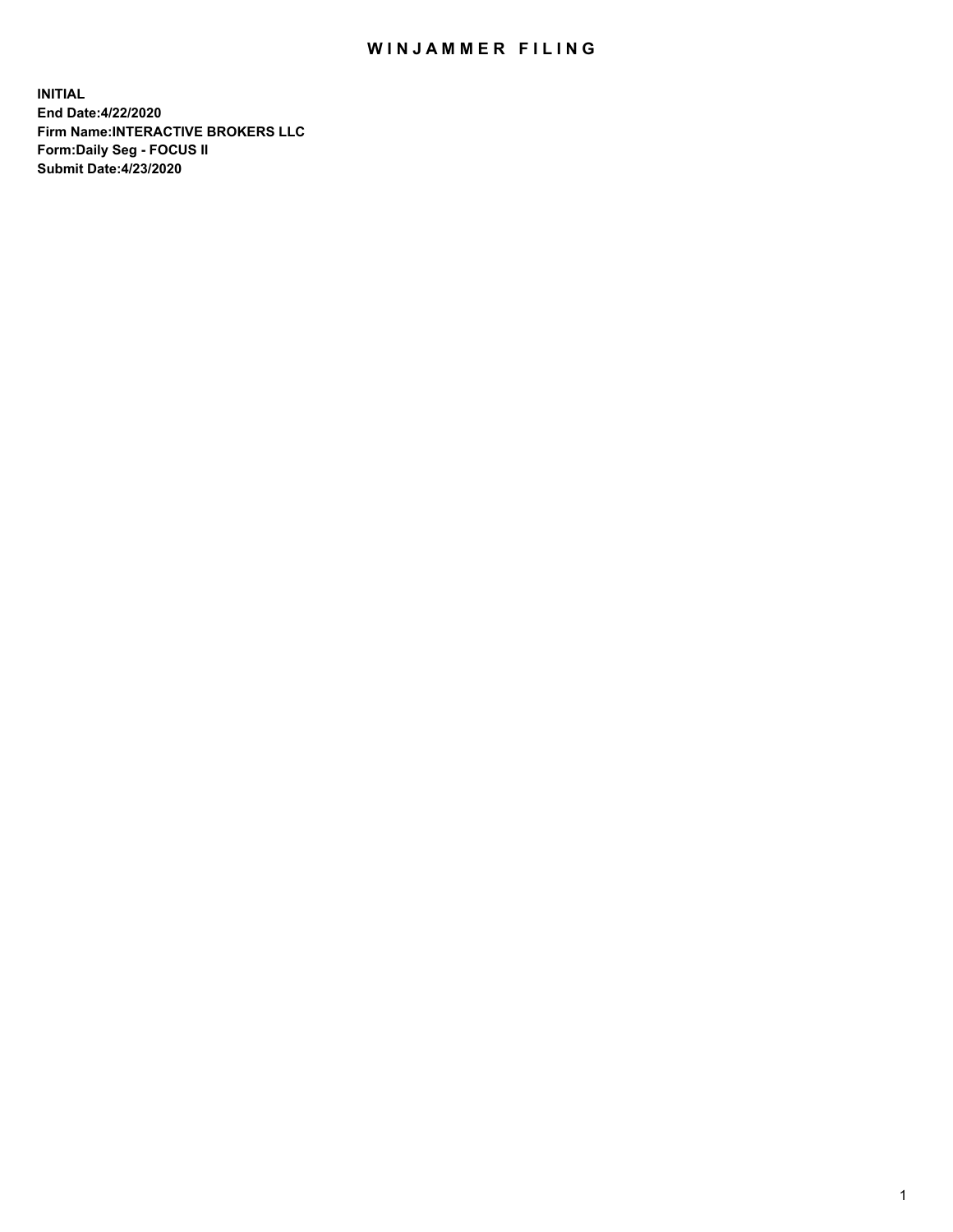# WINJAMMER FILING

**INITIAL**
**End Date:4/22/2020**
**Firm Name:INTERACTIVE BROKERS LLC**
**Form:Daily Seg - FOCUS II**
**Submit Date:4/23/2020**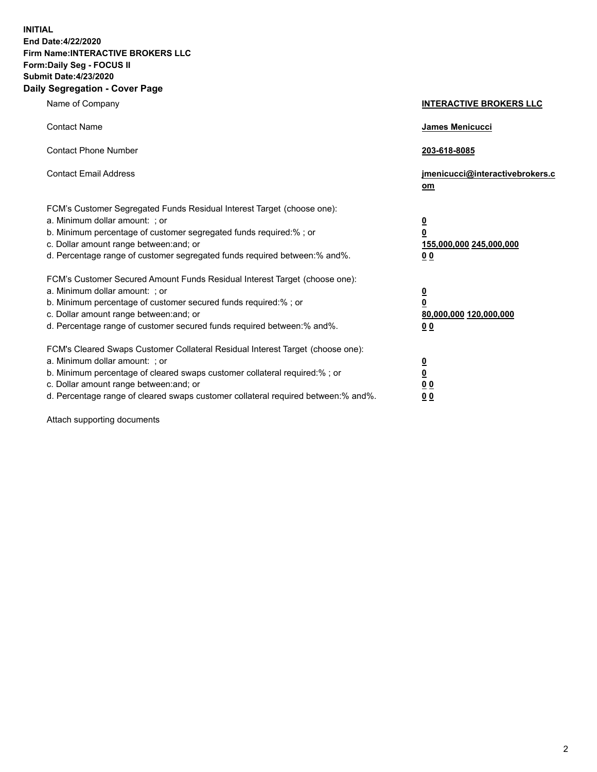**INITIAL**
**End Date:4/22/2020**
**Firm Name:INTERACTIVE BROKERS LLC**
**Form:Daily Seg - FOCUS II**
**Submit Date:4/23/2020**
**Daily Segregation - Cover Page**

| | |
|---|---|
| Name of Company | **INTERACTIVE BROKERS LLC** |
| Contact Name | **James Menicucci** |
| Contact Phone Number | **203-618-8085** |
| Contact Email Address | **jmenicucci@interactivebrokers.com** |
| FCM's Customer Segregated Funds Residual Interest Target (choose one): | |
| a. Minimum dollar amount: ; or | **0** |
| b. Minimum percentage of customer segregated funds required:% ; or | **0** |
| c. Dollar amount range between:and; or | **155,000,000 245,000,000** |
| d. Percentage range of customer segregated funds required between:% and%. | **0 0** |
| FCM's Customer Secured Amount Funds Residual Interest Target (choose one): | |
| a. Minimum dollar amount: ; or | **0** |
| b. Minimum percentage of customer secured funds required:% ; or | **0** |
| c. Dollar amount range between:and; or | **80,000,000 120,000,000** |
| d. Percentage range of customer secured funds required between:% and%. | **0 0** |
| FCM's Cleared Swaps Customer Collateral Residual Interest Target (choose one): | |
| a. Minimum dollar amount: ; or | **0** |
| b. Minimum percentage of cleared swaps customer collateral required:% ; or | **0** |
| c. Dollar amount range between:and; or | **0 0** |
| d. Percentage range of cleared swaps customer collateral required between:% and%. | **0 0** |

Attach supporting documents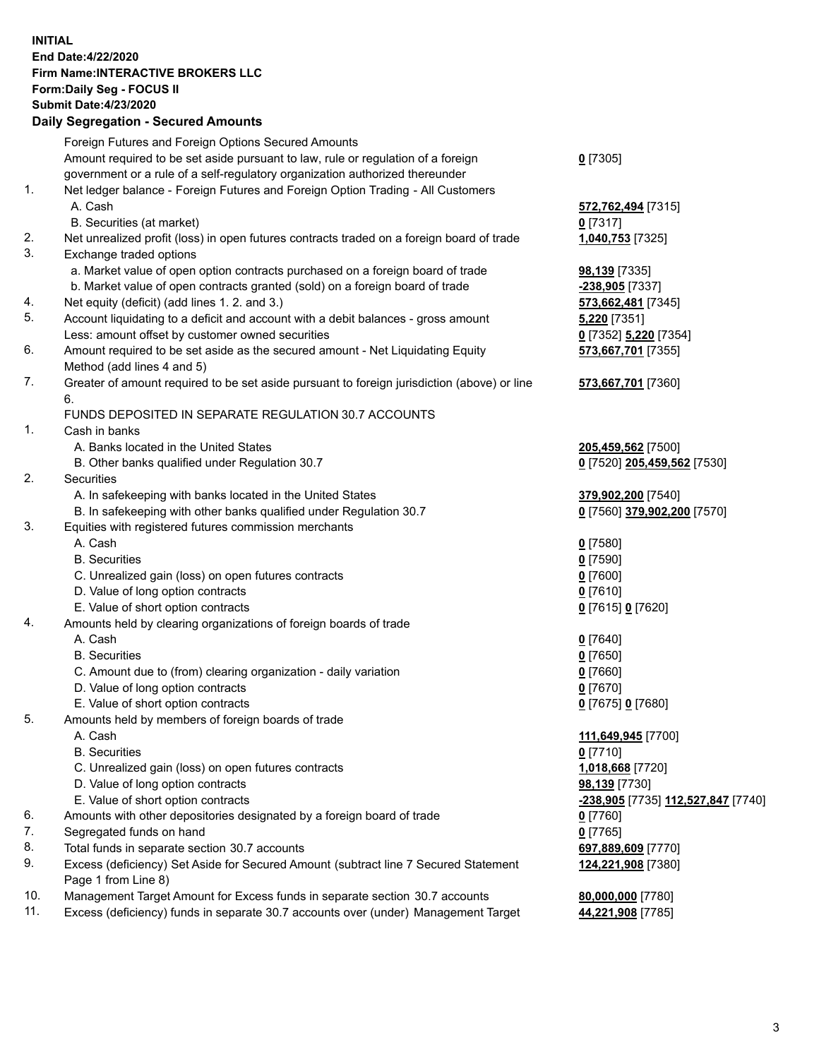**INITIAL**
**End Date:4/22/2020**
**Firm Name:INTERACTIVE BROKERS LLC**
**Form:Daily Seg - FOCUS II**
**Submit Date:4/23/2020**

**Daily Segregation - Secured Amounts**

| | | |
|---|---|---|
| | Foreign Futures and Foreign Options Secured Amounts | |
| | Amount required to be set aside pursuant to law, rule or regulation of a foreign government or a rule of a self-regulatory organization authorized thereunder | **0** [7305] |
| 1. | Net ledger balance - Foreign Futures and Foreign Option Trading - All Customers | |
| | A. Cash | **572,762,494** [7315] |
| | B. Securities (at market) | **0** [7317] |
| 2. | Net unrealized profit (loss) in open futures contracts traded on a foreign board of trade | **1,040,753** [7325] |
| 3. | Exchange traded options | |
| | a. Market value of open option contracts purchased on a foreign board of trade | **98,139** [7335] |
| | b. Market value of open contracts granted (sold) on a foreign board of trade | **-238,905** [7337] |
| 4. | Net equity (deficit) (add lines 1. 2. and 3.) | **573,662,481** [7345] |
| 5. | Account liquidating to a deficit and account with a debit balances - gross amount | **5,220** [7351] |
| | Less: amount offset by customer owned securities | **0** [7352] **5,220** [7354] |
| 6. | Amount required to be set aside as the secured amount - Net Liquidating Equity Method (add lines 4 and 5) | **573,667,701** [7355] |
| 7. | Greater of amount required to be set aside pursuant to foreign jurisdiction (above) or line 6. | **573,667,701** [7360] |
| | FUNDS DEPOSITED IN SEPARATE REGULATION 30.7 ACCOUNTS | |
| 1. | Cash in banks | |
| | A. Banks located in the United States | **205,459,562** [7500] |
| | B. Other banks qualified under Regulation 30.7 | **0** [7520] **205,459,562** [7530] |
| 2. | Securities | |
| | A. In safekeeping with banks located in the United States | **379,902,200** [7540] |
| | B. In safekeeping with other banks qualified under Regulation 30.7 | **0** [7560] **379,902,200** [7570] |
| 3. | Equities with registered futures commission merchants | |
| | A. Cash | **0** [7580] |
| | B. Securities | **0** [7590] |
| | C. Unrealized gain (loss) on open futures contracts | **0** [7600] |
| | D. Value of long option contracts | **0** [7610] |
| | E. Value of short option contracts | **0** [7615] **0** [7620] |
| 4. | Amounts held by clearing organizations of foreign boards of trade | |
| | A. Cash | **0** [7640] |
| | B. Securities | **0** [7650] |
| | C. Amount due to (from) clearing organization - daily variation | **0** [7660] |
| | D. Value of long option contracts | **0** [7670] |
| | E. Value of short option contracts | **0** [7675] **0** [7680] |
| 5. | Amounts held by members of foreign boards of trade | |
| | A. Cash | **111,649,945** [7700] |
| | B. Securities | **0** [7710] |
| | C. Unrealized gain (loss) on open futures contracts | **1,018,668** [7720] |
| | D. Value of long option contracts | **98,139** [7730] |
| | E. Value of short option contracts | **-238,905** [7735] **112,527,847** [7740] |
| 6. | Amounts with other depositories designated by a foreign board of trade | **0** [7760] |
| 7. | Segregated funds on hand | **0** [7765] |
| 8. | Total funds in separate section 30.7 accounts | **697,889,609** [7770] |
| 9. | Excess (deficiency) Set Aside for Secured Amount (subtract line 7 Secured Statement Page 1 from Line 8) | **124,221,908** [7380] |
| 10. | Management Target Amount for Excess funds in separate section 30.7 accounts | **80,000,000** [7780] |
| 11. | Excess (deficiency) funds in separate 30.7 accounts over (under) Management Target | **44,221,908** [7785] |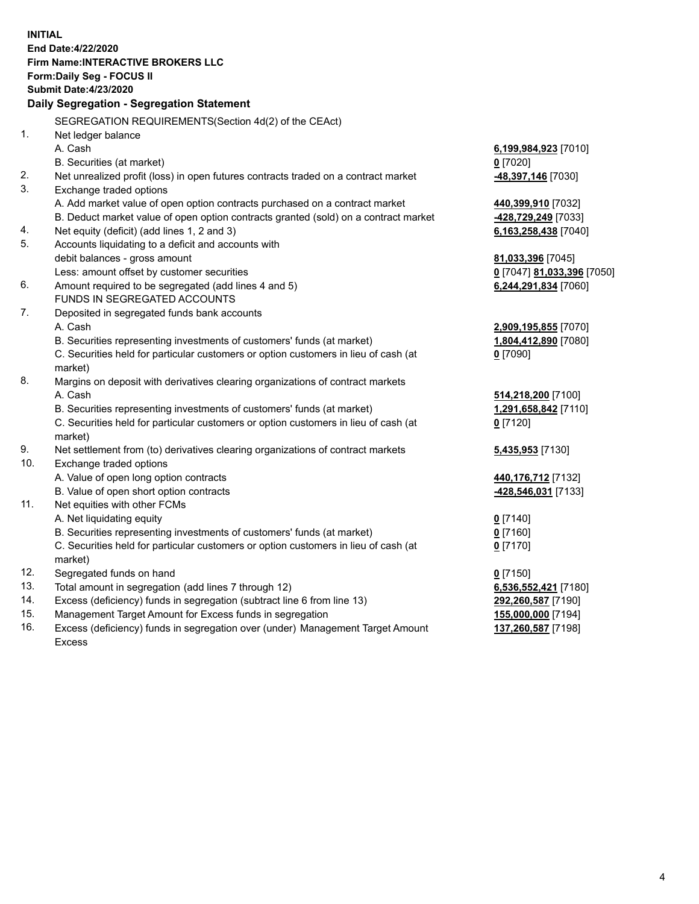**INITIAL**
**End Date:4/22/2020**
**Firm Name:INTERACTIVE BROKERS LLC**
**Form:Daily Seg - FOCUS II**
**Submit Date:4/23/2020**

## Daily Segregation - Segregation Statement

SEGREGATION REQUIREMENTS(Section 4d(2) of the CEAct)

| | | |
|---|---|---|
| 1. | Net ledger balance | |
| | A. Cash | **6,199,984,923** [7010] |
| | B. Securities (at market) | **0** [7020] |
| 2. | Net unrealized profit (loss) in open futures contracts traded on a contract market | **-48,397,146** [7030] |
| 3. | Exchange traded options | |
| | A. Add market value of open option contracts purchased on a contract market | **440,399,910** [7032] |
| | B. Deduct market value of open option contracts granted (sold) on a contract market | **-428,729,249** [7033] |
| 4. | Net equity (deficit) (add lines 1, 2 and 3) | **6,163,258,438** [7040] |
| 5. | Accounts liquidating to a deficit and accounts with debit balances - gross amount | **81,033,396** [7045] |
| | Less: amount offset by customer securities | **0** [7047] **81,033,396** [7050] |
| 6. | Amount required to be segregated (add lines 4 and 5) | **6,244,291,834** [7060] |
| | FUNDS IN SEGREGATED ACCOUNTS | |
| 7. | Deposited in segregated funds bank accounts | |
| | A. Cash | **2,909,195,855** [7070] |
| | B. Securities representing investments of customers' funds (at market) | **1,804,412,890** [7080] |
| | C. Securities held for particular customers or option customers in lieu of cash (at market) | **0** [7090] |
| 8. | Margins on deposit with derivatives clearing organizations of contract markets | |
| | A. Cash | **514,218,200** [7100] |
| | B. Securities representing investments of customers' funds (at market) | **1,291,658,842** [7110] |
| | C. Securities held for particular customers or option customers in lieu of cash (at market) | **0** [7120] |
| 9. | Net settlement from (to) derivatives clearing organizations of contract markets | **5,435,953** [7130] |
| 10. | Exchange traded options | |
| | A. Value of open long option contracts | **440,176,712** [7132] |
| | B. Value of open short option contracts | **-428,546,031** [7133] |
| 11. | Net equities with other FCMs | |
| | A. Net liquidating equity | **0** [7140] |
| | B. Securities representing investments of customers' funds (at market) | **0** [7160] |
| | C. Securities held for particular customers or option customers in lieu of cash (at market) | **0** [7170] |
| 12. | Segregated funds on hand | **0** [7150] |
| 13. | Total amount in segregation (add lines 7 through 12) | **6,536,552,421** [7180] |
| 14. | Excess (deficiency) funds in segregation (subtract line 6 from line 13) | **292,260,587** [7190] |
| 15. | Management Target Amount for Excess funds in segregation | **155,000,000** [7194] |
| 16. | Excess (deficiency) funds in segregation over (under) Management Target Amount Excess | **137,260,587** [7198] |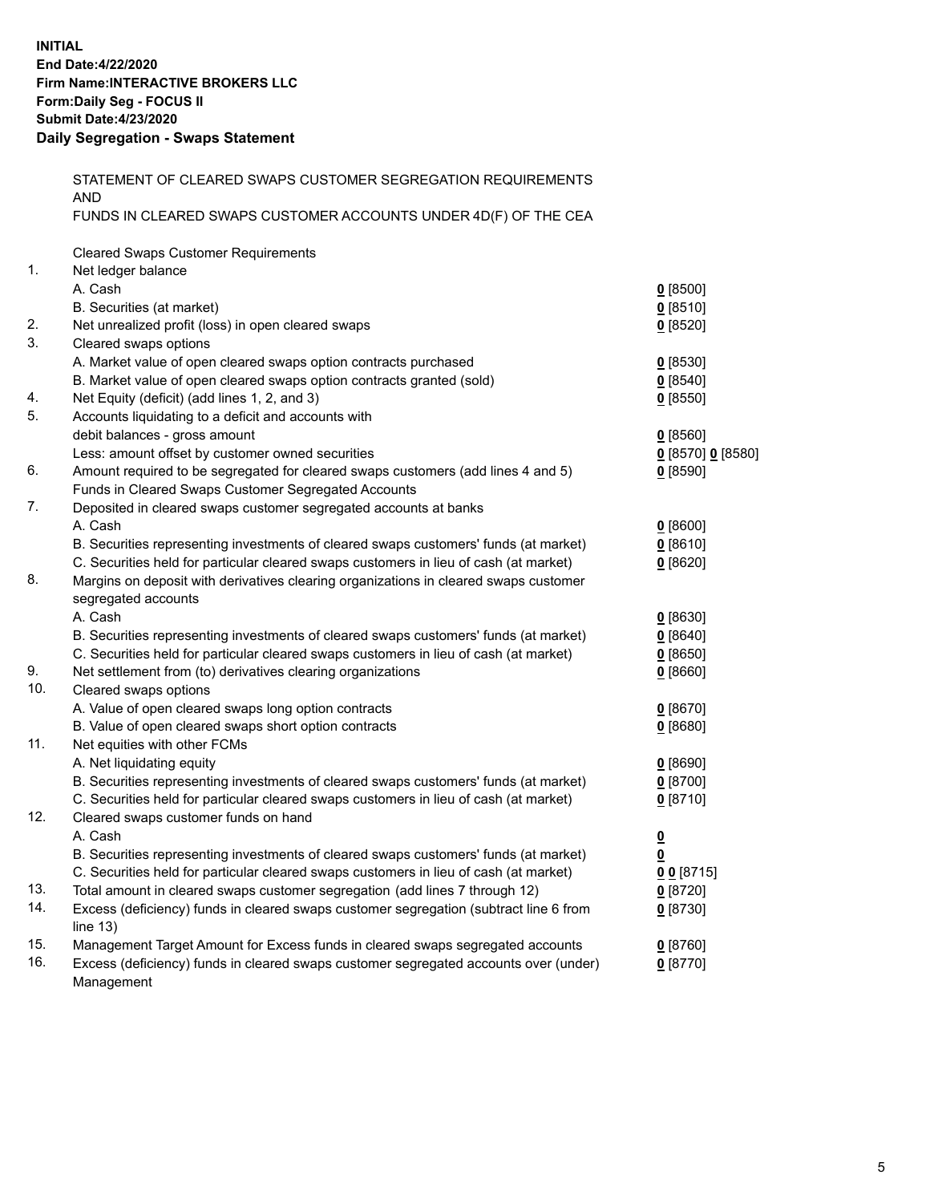**INITIAL**
**End Date:4/22/2020**
**Firm Name:INTERACTIVE BROKERS LLC**
**Form:Daily Seg - FOCUS II**
**Submit Date:4/23/2020**
**Daily Segregation - Swaps Statement**

STATEMENT OF CLEARED SWAPS CUSTOMER SEGREGATION REQUIREMENTS
AND
FUNDS IN CLEARED SWAPS CUSTOMER ACCOUNTS UNDER 4D(F) OF THE CEA

| | | |
|---|---|---|
| | Cleared Swaps Customer Requirements | |
| 1. | Net ledger balance | |
| | A. Cash | 0 [8500] |
| | B. Securities (at market) | 0 [8510] |
| 2. | Net unrealized profit (loss) in open cleared swaps | 0 [8520] |
| 3. | Cleared swaps options | |
| | A. Market value of open cleared swaps option contracts purchased | 0 [8530] |
| | B. Market value of open cleared swaps option contracts granted (sold) | 0 [8540] |
| 4. | Net Equity (deficit) (add lines 1, 2, and 3) | 0 [8550] |
| 5. | Accounts liquidating to a deficit and accounts with | |
| | debit balances - gross amount | 0 [8560] |
| | Less: amount offset by customer owned securities | 0 [8570] 0 [8580] |
| 6. | Amount required to be segregated for cleared swaps customers (add lines 4 and 5) | 0 [8590] |
| | Funds in Cleared Swaps Customer Segregated Accounts | |
| 7. | Deposited in cleared swaps customer segregated accounts at banks | |
| | A. Cash | 0 [8600] |
| | B. Securities representing investments of cleared swaps customers' funds (at market) | 0 [8610] |
| | C. Securities held for particular cleared swaps customers in lieu of cash (at market) | 0 [8620] |
| 8. | Margins on deposit with derivatives clearing organizations in cleared swaps customer segregated accounts | |
| | A. Cash | 0 [8630] |
| | B. Securities representing investments of cleared swaps customers' funds (at market) | 0 [8640] |
| | C. Securities held for particular cleared swaps customers in lieu of cash (at market) | 0 [8650] |
| 9. | Net settlement from (to) derivatives clearing organizations | 0 [8660] |
| 10. | Cleared swaps options | |
| | A. Value of open cleared swaps long option contracts | 0 [8670] |
| | B. Value of open cleared swaps short option contracts | 0 [8680] |
| 11. | Net equities with other FCMs | |
| | A. Net liquidating equity | 0 [8690] |
| | B. Securities representing investments of cleared swaps customers' funds (at market) | 0 [8700] |
| | C. Securities held for particular cleared swaps customers in lieu of cash (at market) | 0 [8710] |
| 12. | Cleared swaps customer funds on hand | |
| | A. Cash | 0 |
| | B. Securities representing investments of cleared swaps customers' funds (at market) | 0 |
| | C. Securities held for particular cleared swaps customers in lieu of cash (at market) | 0 0 [8715] |
| 13. | Total amount in cleared swaps customer segregation (add lines 7 through 12) | 0 [8720] |
| 14. | Excess (deficiency) funds in cleared swaps customer segregation (subtract line 6 from line 13) | 0 [8730] |
| 15. | Management Target Amount for Excess funds in cleared swaps segregated accounts | 0 [8760] |
| 16. | Excess (deficiency) funds in cleared swaps customer segregated accounts over (under) Management | 0 [8770] |